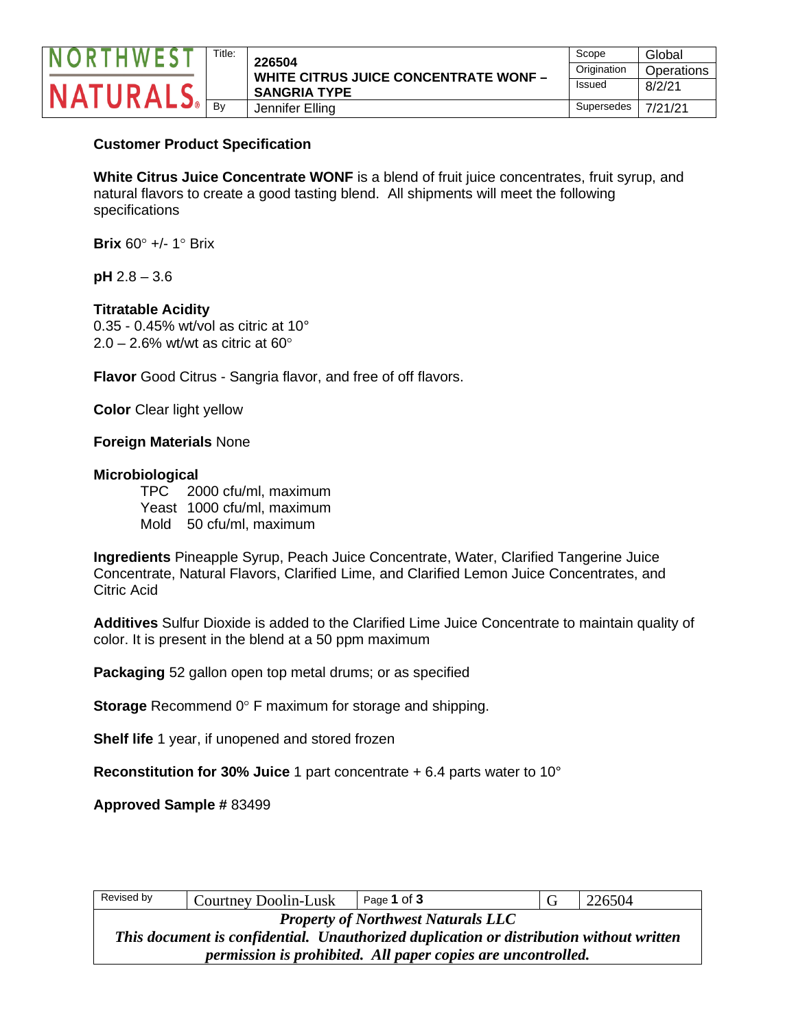| NORTHWEST NATURALS | Title: | 226504 WHITE CITRUS JUICE CONCENTRATE WONF – SANGRIA TYPE | Scope | Global |
|---|---|---|---|---|
| | | | Origination | Operations |
| | | | Issued | 8/2/21 |
| | By | Jennifer Elling | Supersedes | 7/21/21 |

**Customer Product Specification**

**White Citrus Juice Concentrate WONF** is a blend of fruit juice concentrates, fruit syrup, and natural flavors to create a good tasting blend. All shipments will meet the following specifications

**Brix** 60° +/- 1° Brix

**pH** 2.8 – 3.6

**Titratable Acidity**
0.35 - 0.45% wt/vol as citric at 10°
2.0 – 2.6% wt/wt as citric at 60°

**Flavor** Good Citrus - Sangria flavor, and free of off flavors.

**Color** Clear light yellow

**Foreign Materials** None

**Microbiological**

- TPC 2000 cfu/ml, maximum
- Yeast 1000 cfu/ml, maximum
- Mold 50 cfu/ml, maximum

**Ingredients** Pineapple Syrup, Peach Juice Concentrate, Water, Clarified Tangerine Juice Concentrate, Natural Flavors, Clarified Lime, and Clarified Lemon Juice Concentrates, and Citric Acid

**Additives** Sulfur Dioxide is added to the Clarified Lime Juice Concentrate to maintain quality of color. It is present in the blend at a 50 ppm maximum

**Packaging** 52 gallon open top metal drums; or as specified

**Storage** Recommend 0° F maximum for storage and shipping.

**Shelf life** 1 year, if unopened and stored frozen

**Reconstitution for 30% Juice** 1 part concentrate + 6.4 parts water to 10°

**Approved Sample #** 83499

| Revised by | Courtney Doolin-Lusk | Page 1 of 3 | G | 226504 |
|---|---|---|---|---|

***Property of Northwest Naturals LLC***
***This document is confidential. Unauthorized duplication or distribution without written permission is prohibited. All paper copies are uncontrolled.***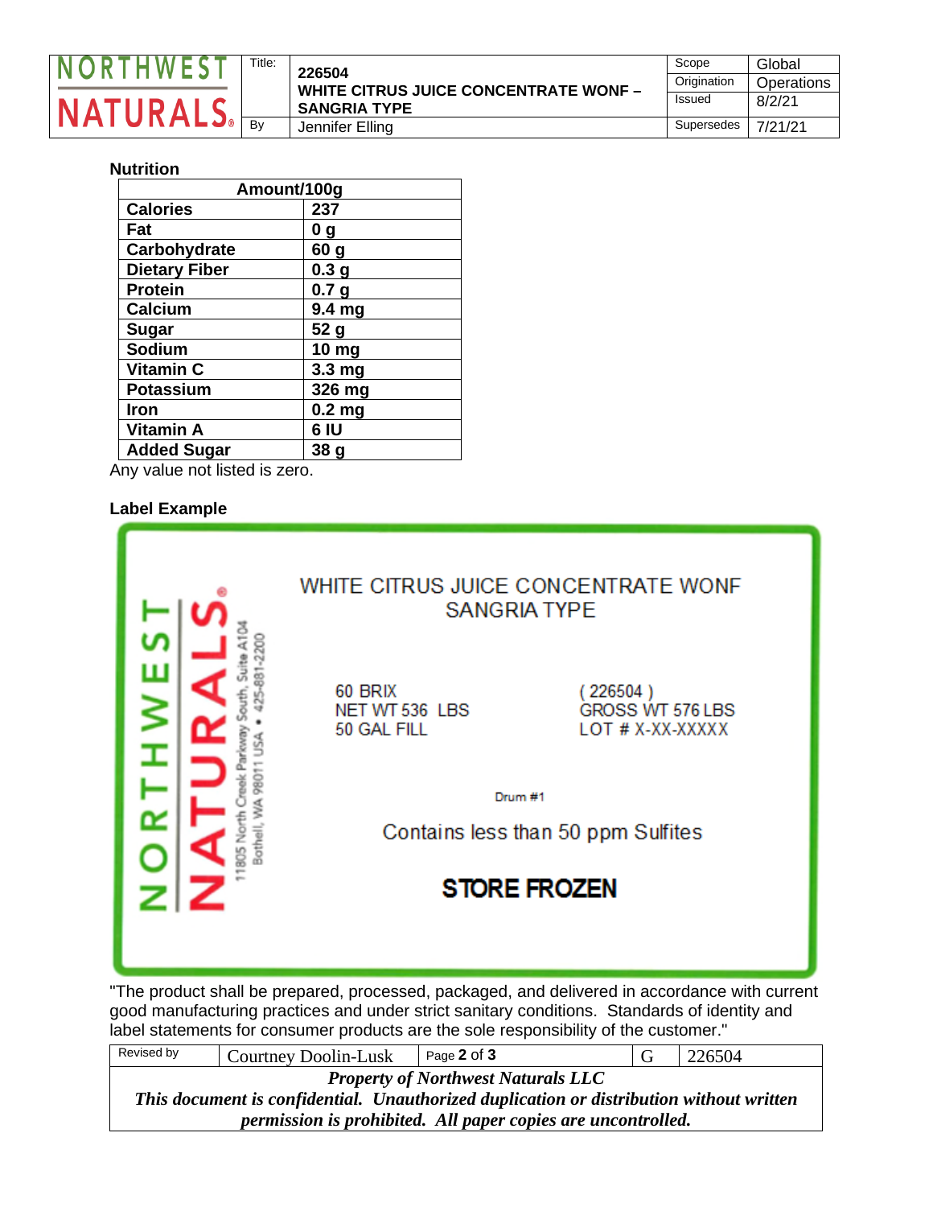## Nutrition

| Amount/100g | |
|---|---|
| **Calories** | **237** |
| **Fat** | **0 g** |
| **Carbohydrate** | **60 g** |
| **Dietary Fiber** | **0.3 g** |
| **Protein** | **0.7 g** |
| **Calcium** | **9.4 mg** |
| **Sugar** | **52 g** |
| **Sodium** | **10 mg** |
| **Vitamin C** | **3.3 mg** |
| **Potassium** | **326 mg** |
| **Iron** | **0.2 mg** |
| **Vitamin A** | **6 IU** |
| **Added Sugar** | **38 g** |

Any value not listed is zero.

## Label Example

NORTHWEST NATURALS®

11805 North Creek Parkway South, Suite A104
Bothell, WA 98011 USA • 425-881-2200

WHITE CITRUS JUICE CONCENTRATE WONF
SANGRIA TYPE

60 BRIX
NET WT 536 LBS
50 GAL FILL

( 226504 )
GROSS WT 576 LBS
LOT # X-XX-XXXXX

Drum #1

Contains less than 50 ppm Sulfites

**STORE FROZEN**

"The product shall be prepared, processed, packaged, and delivered in accordance with current good manufacturing practices and under strict sanitary conditions. Standards of identity and label statements for consumer products are the sole responsibility of the customer."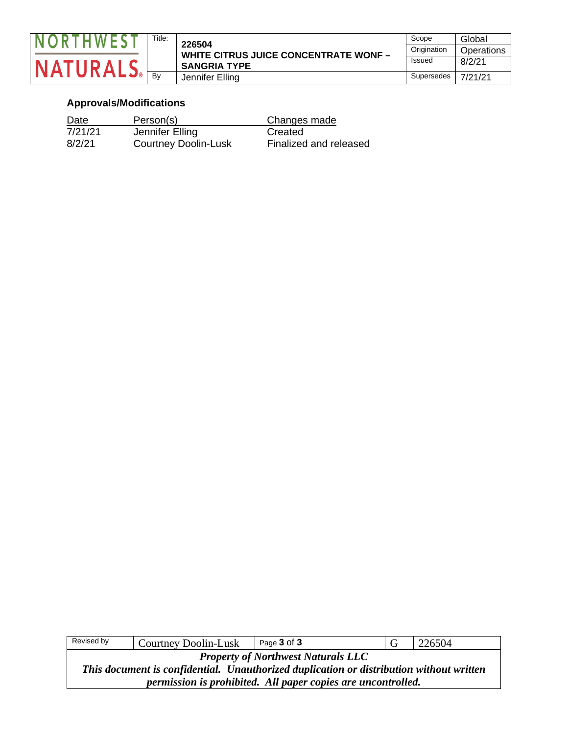### Approvals/Modifications

| Date | Person(s) | Changes made |
|---|---|---|
| 7/21/21 | Jennifer Elling | Created |
| 8/2/21 | Courtney Doolin-Lusk | Finalized and released |